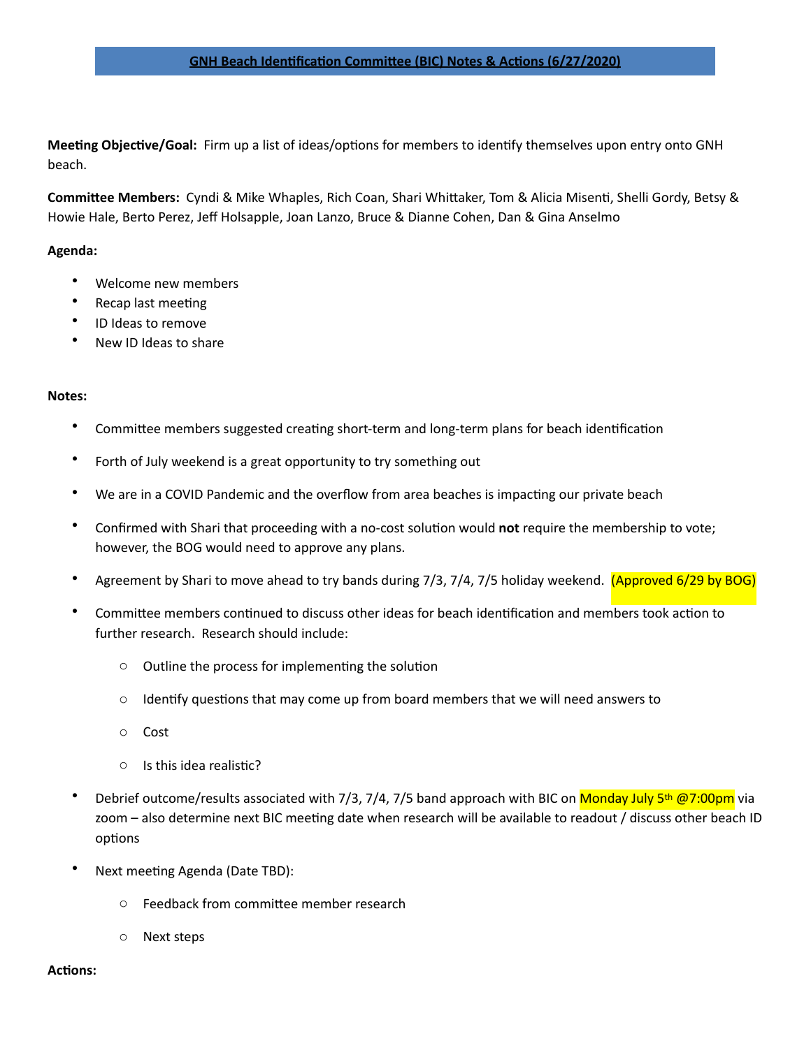# GNH Beach Identification Committee (BIC) Notes & Actions (6/27/2020)

**Meeting Objective/Goal:** Firm up a list of ideas/options for members to identify themselves upon entry onto GNH beach.

**Committee Members:** Cyndi & Mike Whaples, Rich Coan, Shari Whittaker, Tom & Alicia Misenti, Shelli Gordy, Betsy & Howie Hale, Berto Perez, Jeff Holsapple, Joan Lanzo, Bruce & Dianne Cohen, Dan & Gina Anselmo

**Agenda:**

- Welcome new members
- Recap last meeting
- ID Ideas to remove
- New ID Ideas to share

**Notes:**

- Committee members suggested creating short-term and long-term plans for beach identification
- Forth of July weekend is a great opportunity to try something out
- We are in a COVID Pandemic and the overflow from area beaches is impacting our private beach
- Confirmed with Shari that proceeding with a no-cost solution would **not** require the membership to vote; however, the BOG would need to approve any plans.
- Agreement by Shari to move ahead to try bands during 7/3, 7/4, 7/5 holiday weekend. (Approved 6/29 by BOG)
- Committee members continued to discuss other ideas for beach identification and members took action to further research. Research should include:
  - Outline the process for implementing the solution
  - Identify questions that may come up from board members that we will need answers to
  - Cost
  - Is this idea realistic?
- Debrief outcome/results associated with 7/3, 7/4, 7/5 band approach with BIC on Monday July 5th @7:00pm via zoom – also determine next BIC meeting date when research will be available to readout / discuss other beach ID options
- Next meeting Agenda (Date TBD):
  - Feedback from committee member research
  - Next steps

**Actions:**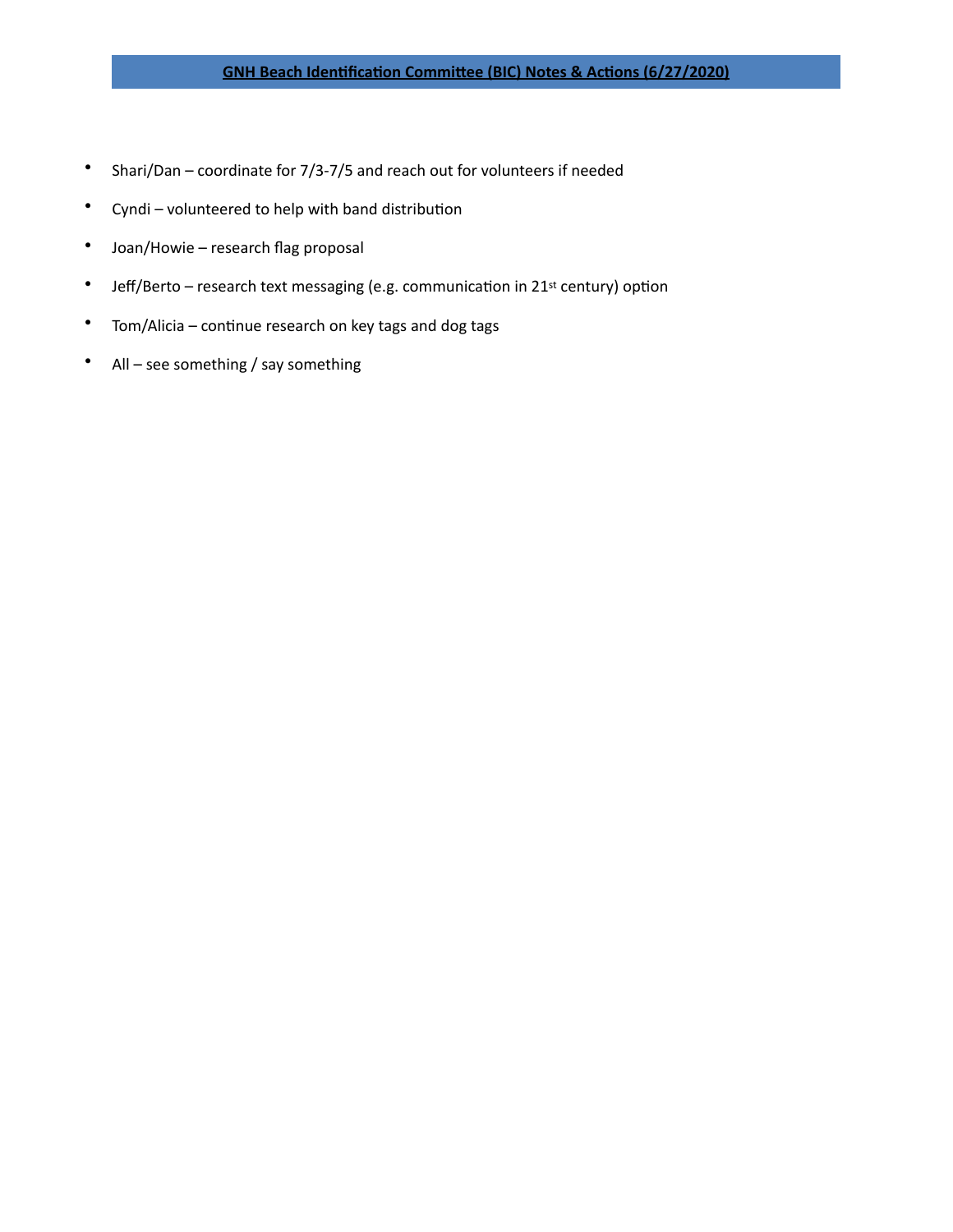## GNH Beach Identification Committee (BIC) Notes & Actions (6/27/2020)

- Shari/Dan – coordinate for 7/3-7/5 and reach out for volunteers if needed
- Cyndi – volunteered to help with band distribution
- Joan/Howie – research flag proposal
- Jeff/Berto – research text messaging (e.g. communication in 21st century) option
- Tom/Alicia – continue research on key tags and dog tags
- All – see something / say something